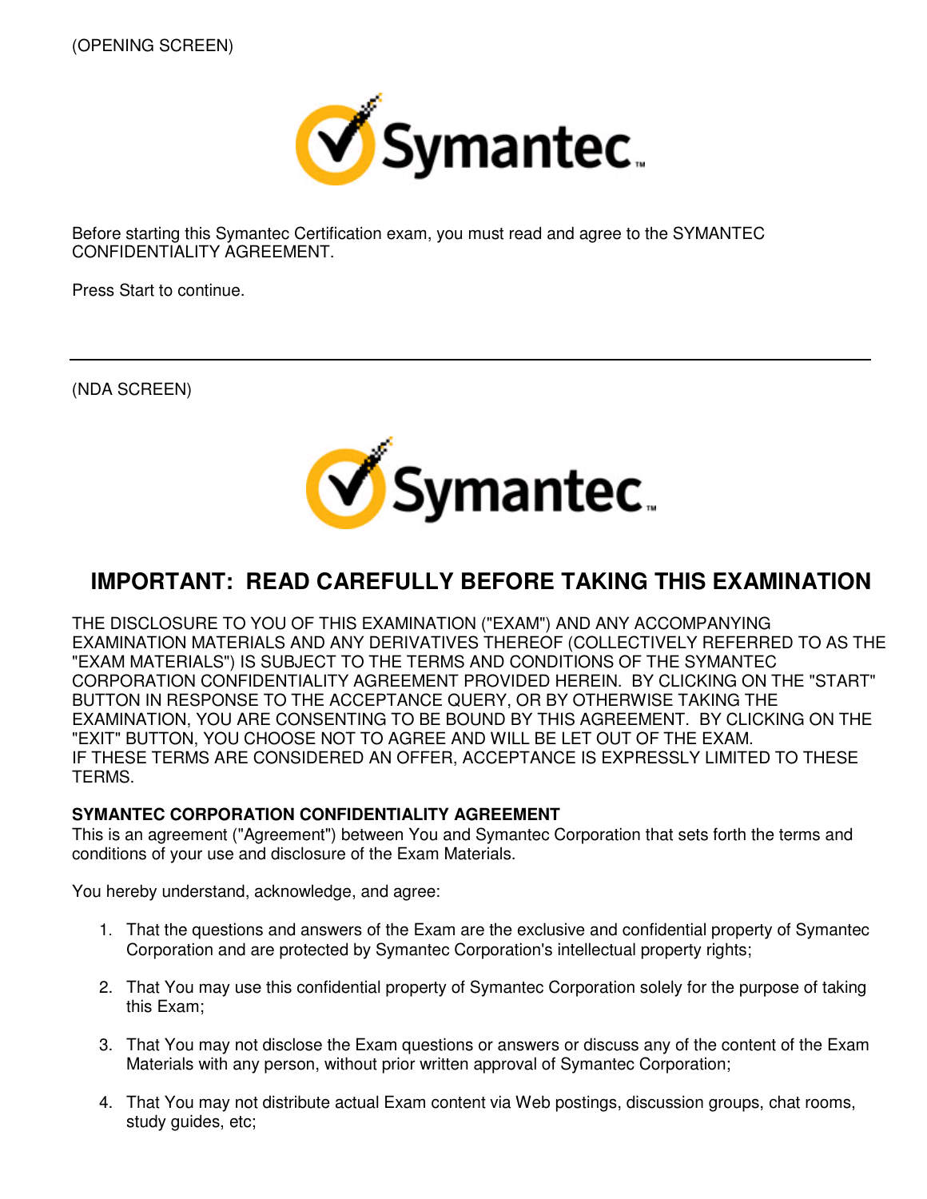(OPENING SCREEN)

Symantec

Before starting this Symantec Certification exam, you must read and agree to the SYMANTEC CONFIDENTIALITY AGREEMENT.

Press Start to continue.

---

(NDA SCREEN)

Symantec

## IMPORTANT: READ CAREFULLY BEFORE TAKING THIS EXAMINATION

THE DISCLOSURE TO YOU OF THIS EXAMINATION ("EXAM") AND ANY ACCOMPANYING EXAMINATION MATERIALS AND ANY DERIVATIVES THEREOF (COLLECTIVELY REFERRED TO AS THE "EXAM MATERIALS") IS SUBJECT TO THE TERMS AND CONDITIONS OF THE SYMANTEC CORPORATION CONFIDENTIALITY AGREEMENT PROVIDED HEREIN. BY CLICKING ON THE "START" BUTTON IN RESPONSE TO THE ACCEPTANCE QUERY, OR BY OTHERWISE TAKING THE EXAMINATION, YOU ARE CONSENTING TO BE BOUND BY THIS AGREEMENT. BY CLICKING ON THE "EXIT" BUTTON, YOU CHOOSE NOT TO AGREE AND WILL BE LET OUT OF THE EXAM.
IF THESE TERMS ARE CONSIDERED AN OFFER, ACCEPTANCE IS EXPRESSLY LIMITED TO THESE TERMS.

**SYMANTEC CORPORATION CONFIDENTIALITY AGREEMENT**
This is an agreement ("Agreement") between You and Symantec Corporation that sets forth the terms and conditions of your use and disclosure of the Exam Materials.

You hereby understand, acknowledge, and agree:

1. That the questions and answers of the Exam are the exclusive and confidential property of Symantec Corporation and are protected by Symantec Corporation's intellectual property rights;

2. That You may use this confidential property of Symantec Corporation solely for the purpose of taking this Exam;

3. That You may not disclose the Exam questions or answers or discuss any of the content of the Exam Materials with any person, without prior written approval of Symantec Corporation;

4. That You may not distribute actual Exam content via Web postings, discussion groups, chat rooms, study guides, etc;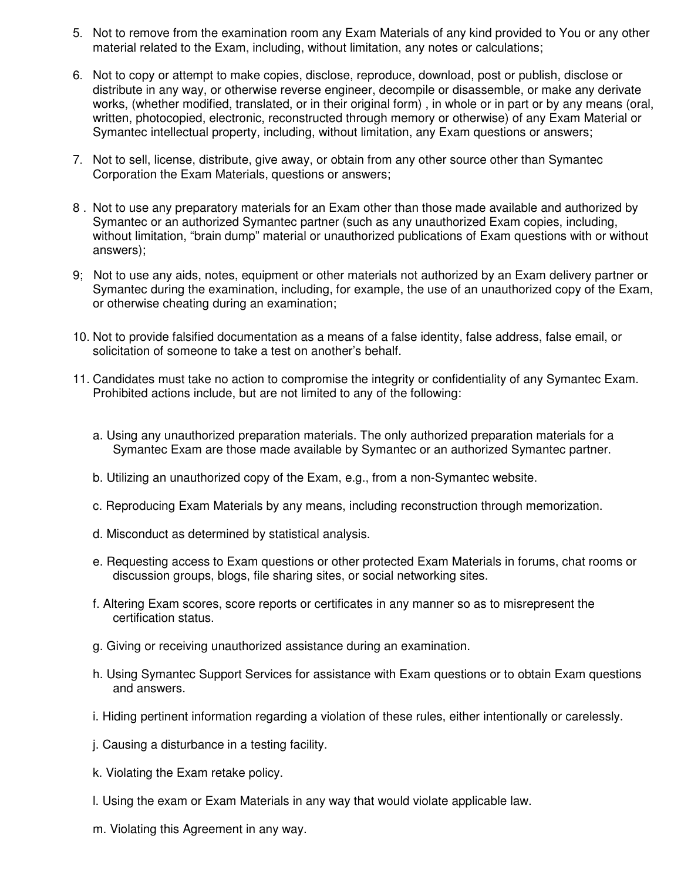5. Not to remove from the examination room any Exam Materials of any kind provided to You or any other material related to the Exam, including, without limitation, any notes or calculations;

6. Not to copy or attempt to make copies, disclose, reproduce, download, post or publish, disclose or distribute in any way, or otherwise reverse engineer, decompile or disassemble, or make any derivate works, (whether modified, translated, or in their original form) , in whole or in part or by any means (oral, written, photocopied, electronic, reconstructed through memory or otherwise) of any Exam Material or Symantec intellectual property, including, without limitation, any Exam questions or answers;

7. Not to sell, license, distribute, give away, or obtain from any other source other than Symantec Corporation the Exam Materials, questions or answers;

8 . Not to use any preparatory materials for an Exam other than those made available and authorized by Symantec or an authorized Symantec partner (such as any unauthorized Exam copies, including, without limitation, "brain dump" material or unauthorized publications of Exam questions with or without answers);

9; Not to use any aids, notes, equipment or other materials not authorized by an Exam delivery partner or Symantec during the examination, including, for example, the use of an unauthorized copy of the Exam, or otherwise cheating during an examination;

10. Not to provide falsified documentation as a means of a false identity, false address, false email, or solicitation of someone to take a test on another's behalf.

11. Candidates must take no action to compromise the integrity or confidentiality of any Symantec Exam. Prohibited actions include, but are not limited to any of the following:

    a. Using any unauthorized preparation materials. The only authorized preparation materials for a Symantec Exam are those made available by Symantec or an authorized Symantec partner.

    b. Utilizing an unauthorized copy of the Exam, e.g., from a non-Symantec website.

    c. Reproducing Exam Materials by any means, including reconstruction through memorization.

    d. Misconduct as determined by statistical analysis.

    e. Requesting access to Exam questions or other protected Exam Materials in forums, chat rooms or discussion groups, blogs, file sharing sites, or social networking sites.

    f. Altering Exam scores, score reports or certificates in any manner so as to misrepresent the certification status.

    g. Giving or receiving unauthorized assistance during an examination.

    h. Using Symantec Support Services for assistance with Exam questions or to obtain Exam questions and answers.

    i. Hiding pertinent information regarding a violation of these rules, either intentionally or carelessly.

    j. Causing a disturbance in a testing facility.

    k. Violating the Exam retake policy.

    l. Using the exam or Exam Materials in any way that would violate applicable law.

    m. Violating this Agreement in any way.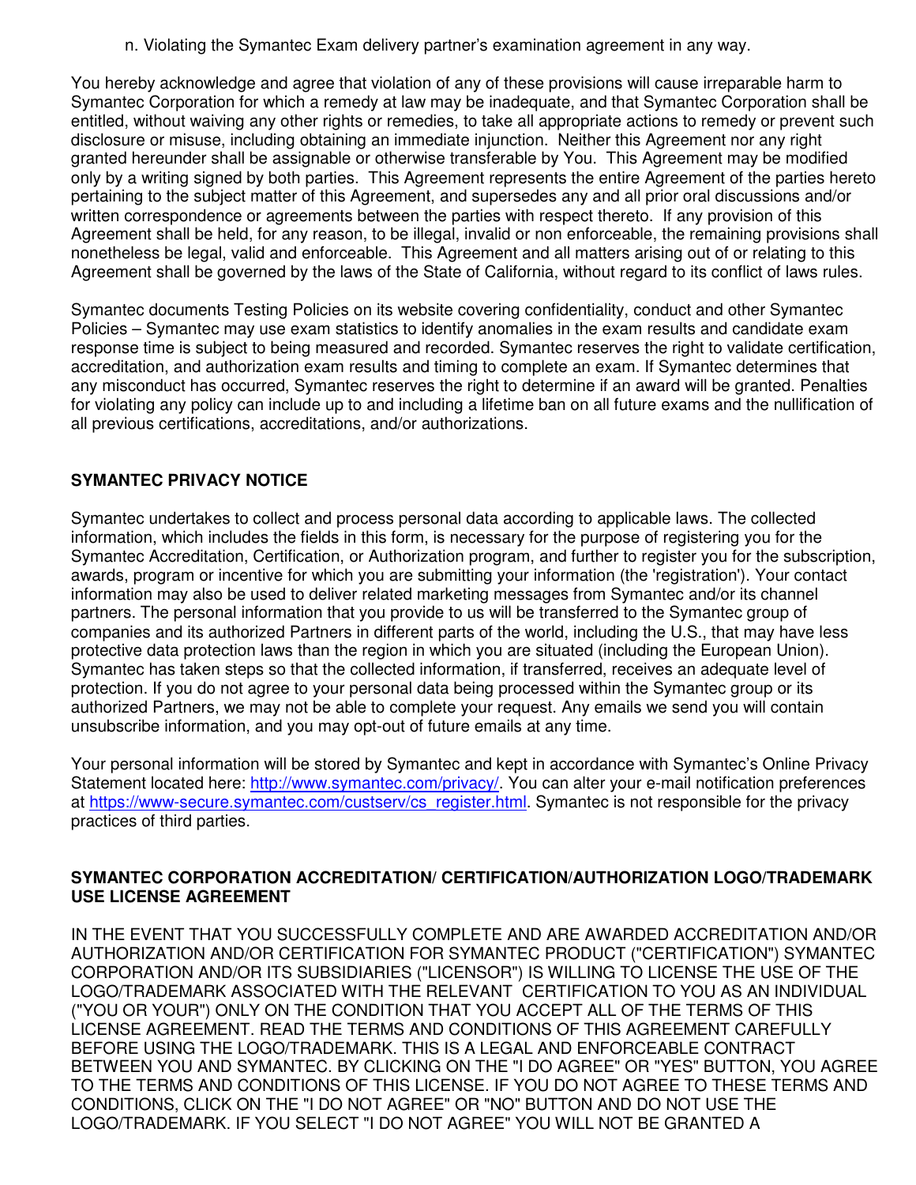n. Violating the Symantec Exam delivery partner's examination agreement in any way.

You hereby acknowledge and agree that violation of any of these provisions will cause irreparable harm to Symantec Corporation for which a remedy at law may be inadequate, and that Symantec Corporation shall be entitled, without waiving any other rights or remedies, to take all appropriate actions to remedy or prevent such disclosure or misuse, including obtaining an immediate injunction. Neither this Agreement nor any right granted hereunder shall be assignable or otherwise transferable by You. This Agreement may be modified only by a writing signed by both parties. This Agreement represents the entire Agreement of the parties hereto pertaining to the subject matter of this Agreement, and supersedes any and all prior oral discussions and/or written correspondence or agreements between the parties with respect thereto. If any provision of this Agreement shall be held, for any reason, to be illegal, invalid or non enforceable, the remaining provisions shall nonetheless be legal, valid and enforceable. This Agreement and all matters arising out of or relating to this Agreement shall be governed by the laws of the State of California, without regard to its conflict of laws rules.

Symantec documents Testing Policies on its website covering confidentiality, conduct and other Symantec Policies – Symantec may use exam statistics to identify anomalies in the exam results and candidate exam response time is subject to being measured and recorded. Symantec reserves the right to validate certification, accreditation, and authorization exam results and timing to complete an exam. If Symantec determines that any misconduct has occurred, Symantec reserves the right to determine if an award will be granted. Penalties for violating any policy can include up to and including a lifetime ban on all future exams and the nullification of all previous certifications, accreditations, and/or authorizations.

## SYMANTEC PRIVACY NOTICE

Symantec undertakes to collect and process personal data according to applicable laws. The collected information, which includes the fields in this form, is necessary for the purpose of registering you for the Symantec Accreditation, Certification, or Authorization program, and further to register you for the subscription, awards, program or incentive for which you are submitting your information (the 'registration'). Your contact information may also be used to deliver related marketing messages from Symantec and/or its channel partners. The personal information that you provide to us will be transferred to the Symantec group of companies and its authorized Partners in different parts of the world, including the U.S., that may have less protective data protection laws than the region in which you are situated (including the European Union). Symantec has taken steps so that the collected information, if transferred, receives an adequate level of protection. If you do not agree to your personal data being processed within the Symantec group or its authorized Partners, we may not be able to complete your request. Any emails we send you will contain unsubscribe information, and you may opt-out of future emails at any time.

Your personal information will be stored by Symantec and kept in accordance with Symantec's Online Privacy Statement located here: [http://www.symantec.com/privacy/](http://www.symantec.com/privacy/). You can alter your e-mail notification preferences at [https://www-secure.symantec.com/custserv/cs_register.html](https://www-secure.symantec.com/custserv/cs_register.html). Symantec is not responsible for the privacy practices of third parties.

## SYMANTEC CORPORATION ACCREDITATION/ CERTIFICATION/AUTHORIZATION LOGO/TRADEMARK USE LICENSE AGREEMENT

IN THE EVENT THAT YOU SUCCESSFULLY COMPLETE AND ARE AWARDED ACCREDITATION AND/OR AUTHORIZATION AND/OR CERTIFICATION FOR SYMANTEC PRODUCT ("CERTIFICATION") SYMANTEC CORPORATION AND/OR ITS SUBSIDIARIES ("LICENSOR") IS WILLING TO LICENSE THE USE OF THE LOGO/TRADEMARK ASSOCIATED WITH THE RELEVANT CERTIFICATION TO YOU AS AN INDIVIDUAL ("YOU OR YOUR") ONLY ON THE CONDITION THAT YOU ACCEPT ALL OF THE TERMS OF THIS LICENSE AGREEMENT. READ THE TERMS AND CONDITIONS OF THIS AGREEMENT CAREFULLY BEFORE USING THE LOGO/TRADEMARK. THIS IS A LEGAL AND ENFORCEABLE CONTRACT BETWEEN YOU AND SYMANTEC. BY CLICKING ON THE "I DO AGREE" OR "YES" BUTTON, YOU AGREE TO THE TERMS AND CONDITIONS OF THIS LICENSE. IF YOU DO NOT AGREE TO THESE TERMS AND CONDITIONS, CLICK ON THE "I DO NOT AGREE" OR "NO" BUTTON AND DO NOT USE THE LOGO/TRADEMARK. IF YOU SELECT "I DO NOT AGREE" YOU WILL NOT BE GRANTED A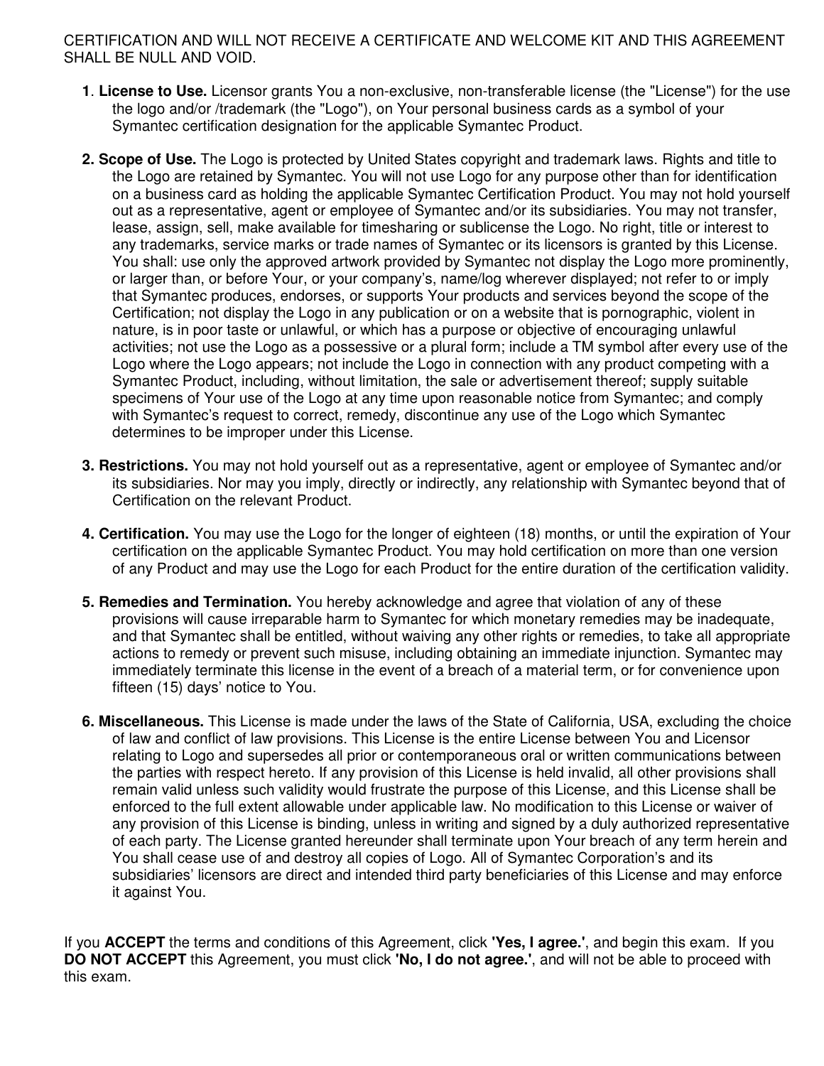CERTIFICATION AND WILL NOT RECEIVE A CERTIFICATE AND WELCOME KIT AND THIS AGREEMENT SHALL BE NULL AND VOID.

1. **License to Use.** Licensor grants You a non-exclusive, non-transferable license (the "License") for the use the logo and/or /trademark (the "Logo"), on Your personal business cards as a symbol of your Symantec certification designation for the applicable Symantec Product.

2. **Scope of Use.** The Logo is protected by United States copyright and trademark laws. Rights and title to the Logo are retained by Symantec. You will not use Logo for any purpose other than for identification on a business card as holding the applicable Symantec Certification Product. You may not hold yourself out as a representative, agent or employee of Symantec and/or its subsidiaries. You may not transfer, lease, assign, sell, make available for timesharing or sublicense the Logo. No right, title or interest to any trademarks, service marks or trade names of Symantec or its licensors is granted by this License. You shall: use only the approved artwork provided by Symantec not display the Logo more prominently, or larger than, or before Your, or your company's, name/log wherever displayed; not refer to or imply that Symantec produces, endorses, or supports Your products and services beyond the scope of the Certification; not display the Logo in any publication or on a website that is pornographic, violent in nature, is in poor taste or unlawful, or which has a purpose or objective of encouraging unlawful activities; not use the Logo as a possessive or a plural form; include a TM symbol after every use of the Logo where the Logo appears; not include the Logo in connection with any product competing with a Symantec Product, including, without limitation, the sale or advertisement thereof; supply suitable specimens of Your use of the Logo at any time upon reasonable notice from Symantec; and comply with Symantec's request to correct, remedy, discontinue any use of the Logo which Symantec determines to be improper under this License.

3. **Restrictions.** You may not hold yourself out as a representative, agent or employee of Symantec and/or its subsidiaries. Nor may you imply, directly or indirectly, any relationship with Symantec beyond that of Certification on the relevant Product.

4. **Certification.** You may use the Logo for the longer of eighteen (18) months, or until the expiration of Your certification on the applicable Symantec Product. You may hold certification on more than one version of any Product and may use the Logo for each Product for the entire duration of the certification validity.

5. **Remedies and Termination.** You hereby acknowledge and agree that violation of any of these provisions will cause irreparable harm to Symantec for which monetary remedies may be inadequate, and that Symantec shall be entitled, without waiving any other rights or remedies, to take all appropriate actions to remedy or prevent such misuse, including obtaining an immediate injunction. Symantec may immediately terminate this license in the event of a breach of a material term, or for convenience upon fifteen (15) days' notice to You.

6. **Miscellaneous.** This License is made under the laws of the State of California, USA, excluding the choice of law and conflict of law provisions. This License is the entire License between You and Licensor relating to Logo and supersedes all prior or contemporaneous oral or written communications between the parties with respect hereto. If any provision of this License is held invalid, all other provisions shall remain valid unless such validity would frustrate the purpose of this License, and this License shall be enforced to the full extent allowable under applicable law. No modification to this License or waiver of any provision of this License is binding, unless in writing and signed by a duly authorized representative of each party. The License granted hereunder shall terminate upon Your breach of any term herein and You shall cease use of and destroy all copies of Logo. All of Symantec Corporation's and its subsidiaries' licensors are direct and intended third party beneficiaries of this License and may enforce it against You.

If you **ACCEPT** the terms and conditions of this Agreement, click **'Yes, I agree.'**, and begin this exam. If you **DO NOT ACCEPT** this Agreement, you must click **'No, I do not agree.'**, and will not be able to proceed with this exam.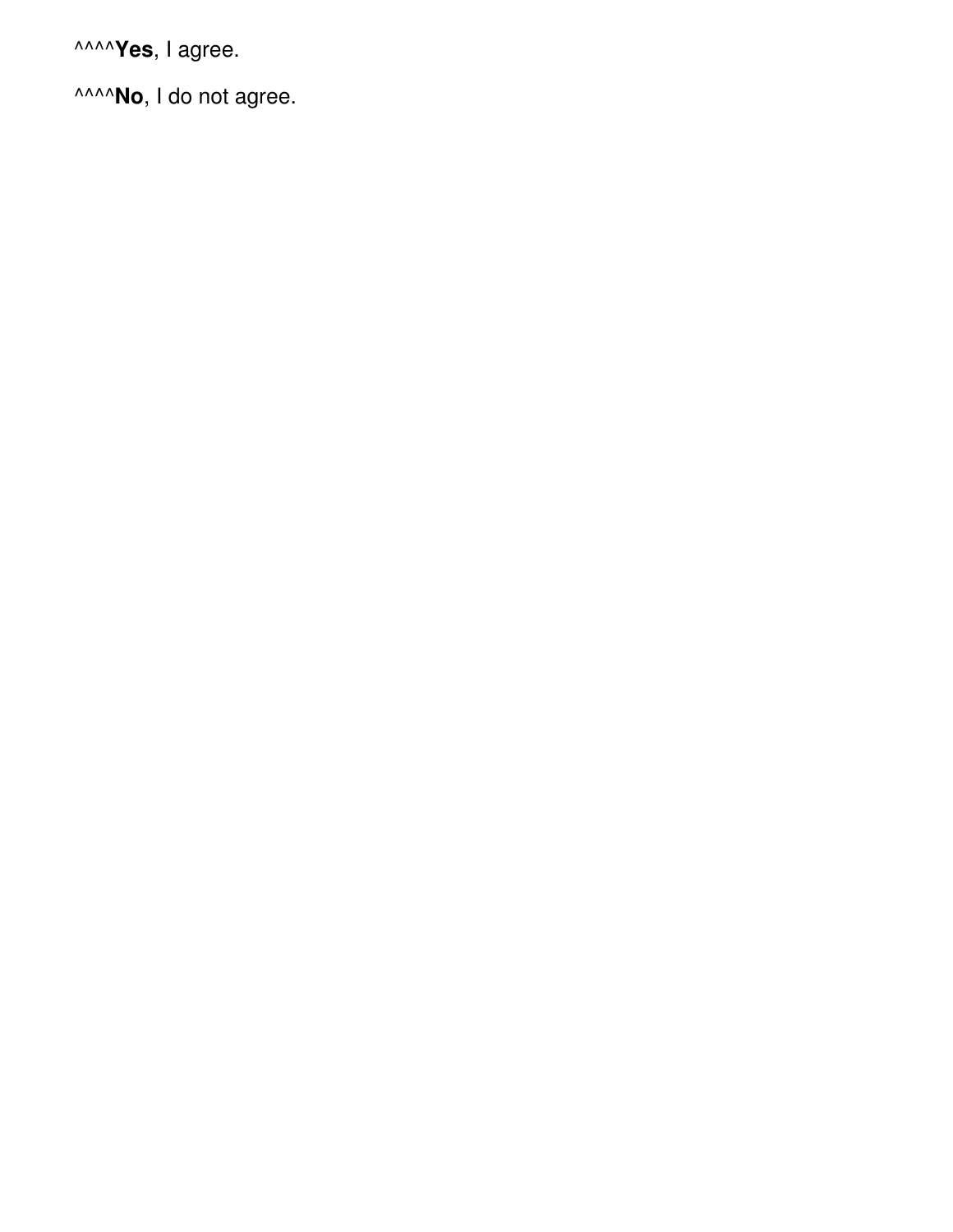^^^^**Yes**, I agree.

^^^^**No**, I do not agree.